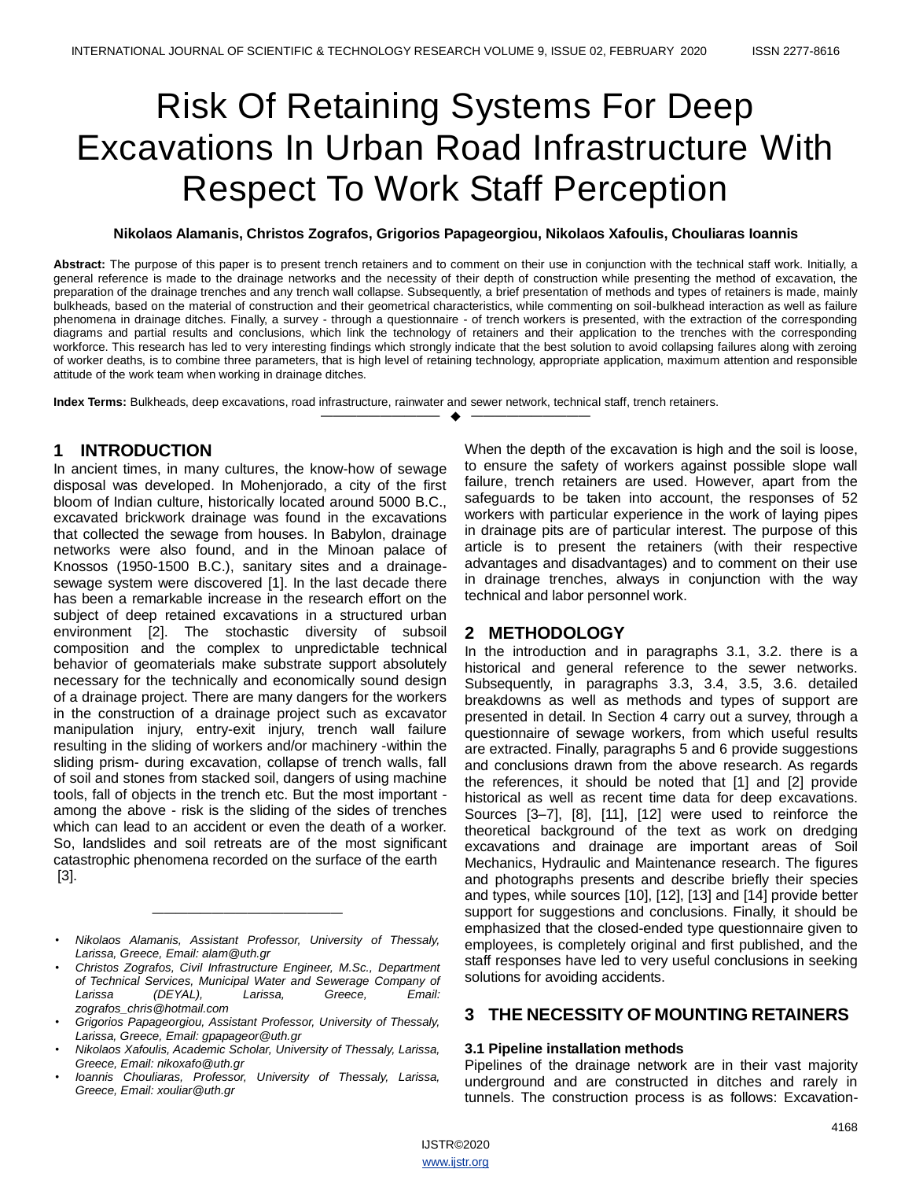# Risk Of Retaining Systems For Deep Excavations In Urban Road Infrastructure With Respect To Work Staff Perception

**Nikolaos Alamanis, Christos Zografos, Grigorios Papageorgiou, Nikolaos Xafoulis, Chouliaras Ioannis**

**Abstract:** The purpose of this paper is to present trench retainers and to comment on their use in conjunction with the technical staff work. Initially, a general reference is made to the drainage networks and the necessity of their depth of construction while presenting the method of excavation, the preparation of the drainage trenches and any trench wall collapse. Subsequently, a brief presentation of methods and types of retainers is made, mainly bulkheads, based on the material of construction and their geometrical characteristics, while commenting on soil-bulkhead interaction as well as failure phenomena in drainage ditches. Finally, a survey - through a questionnaire - of trench workers is presented, with the extraction of the corresponding diagrams and partial results and conclusions, which link the technology of retainers and their application to the trenches with the corresponding workforce. This research has led to very interesting findings which strongly indicate that the best solution to avoid collapsing failures along with zeroing of worker deaths, is to combine three parameters, that is high level of retaining technology, appropriate application, maximum attention and responsible attitude of the work team when working in drainage ditches.

**Index Terms:** Bulkheads, deep excavations, road infrastructure, rainwater and sewer network, technical staff, trench retainers.

## 1 INTRODUCTION

In ancient times, in many cultures, the know-how of sewage disposal was developed. In Mohenjorado, a city of the first bloom of Indian culture, historically located around 5000 B.C., excavated brickwork drainage was found in the excavations that collected the sewage from houses. In Babylon, drainage networks were also found, and in the Minoan palace of Knossos (1950-1500 B.C.), sanitary sites and a drainage-sewage system were discovered [1]. In the last decade there has been a remarkable increase in the research effort on the subject of deep retained excavations in a structured urban environment [2]. The stochastic diversity of subsoil composition and the complex to unpredictable technical behavior of geomaterials make substrate support absolutely necessary for the technically and economically sound design of a drainage project. There are many dangers for the workers in the construction of a drainage project such as excavator manipulation injury, entry-exit injury, trench wall failure resulting in the sliding of workers and/or machinery -within the sliding prism- during excavation, collapse of trench walls, fall of soil and stones from stacked soil, dangers of using machine tools, fall of objects in the trench etc. But the most important - among the above - risk is the sliding of the sides of trenches which can lead to an accident or even the death of a worker. So, landslides and soil retreats are of the most significant catastrophic phenomena recorded on the surface of the earth [3].

When the depth of the excavation is high and the soil is loose, to ensure the safety of workers against possible slope wall failure, trench retainers are used. However, apart from the safeguards to be taken into account, the responses of 52 workers with particular experience in the work of laying pipes in drainage pits are of particular interest. The purpose of this article is to present the retainers (with their respective advantages and disadvantages) and to comment on their use in drainage trenches, always in conjunction with the way technical and labor personnel work.

- *Nikolaos Alamanis, Assistant Professor, University of Thessaly, Larissa, Greece, Email: alam@uth.gr*
- *Christos Zografos, Civil Infrastructure Engineer, M.Sc., Department of Technical Services, Municipal Water and Sewerage Company of Larissa (DEYAL), Larissa, Greece, Email: zografos_chris@hotmail.com*
- *Grigorios Papageorgiou, Assistant Professor, University of Thessaly, Larissa, Greece, Email: gpapageor@uth.gr*
- *Nikolaos Xafoulis, Academic Scholar, University of Thessaly, Larissa, Greece, Email: nikoxafo@uth.gr*
- *Ioannis Chouliaras, Professor, University of Thessaly, Larissa, Greece, Email: xouliar@uth.gr*

## 2 METHODOLOGY

In the introduction and in paragraphs 3.1, 3.2. there is a historical and general reference to the sewer networks. Subsequently, in paragraphs 3.3, 3.4, 3.5, 3.6. detailed breakdowns as well as methods and types of support are presented in detail. In Section 4 carry out a survey, through a questionnaire of sewage workers, from which useful results are extracted. Finally, paragraphs 5 and 6 provide suggestions and conclusions drawn from the above research. As regards the references, it should be noted that [1] and [2] provide historical as well as recent time data for deep excavations. Sources [3–7], [8], [11], [12] were used to reinforce the theoretical background of the text as work on dredging excavations and drainage are important areas of Soil Mechanics, Hydraulic and Maintenance research. The figures and photographs presents and describe briefly their species and types, while sources [10], [12], [13] and [14] provide better support for suggestions and conclusions. Finally, it should be emphasized that the closed-ended type questionnaire given to employees, is completely original and first published, and the staff responses have led to very useful conclusions in seeking solutions for avoiding accidents.

## 3 THE NECESSITY OF MOUNTING RETAINERS

### 3.1 Pipeline installation methods

Pipelines of the drainage network are in their vast majority underground and are constructed in ditches and rarely in tunnels. The construction process is as follows: Excavation-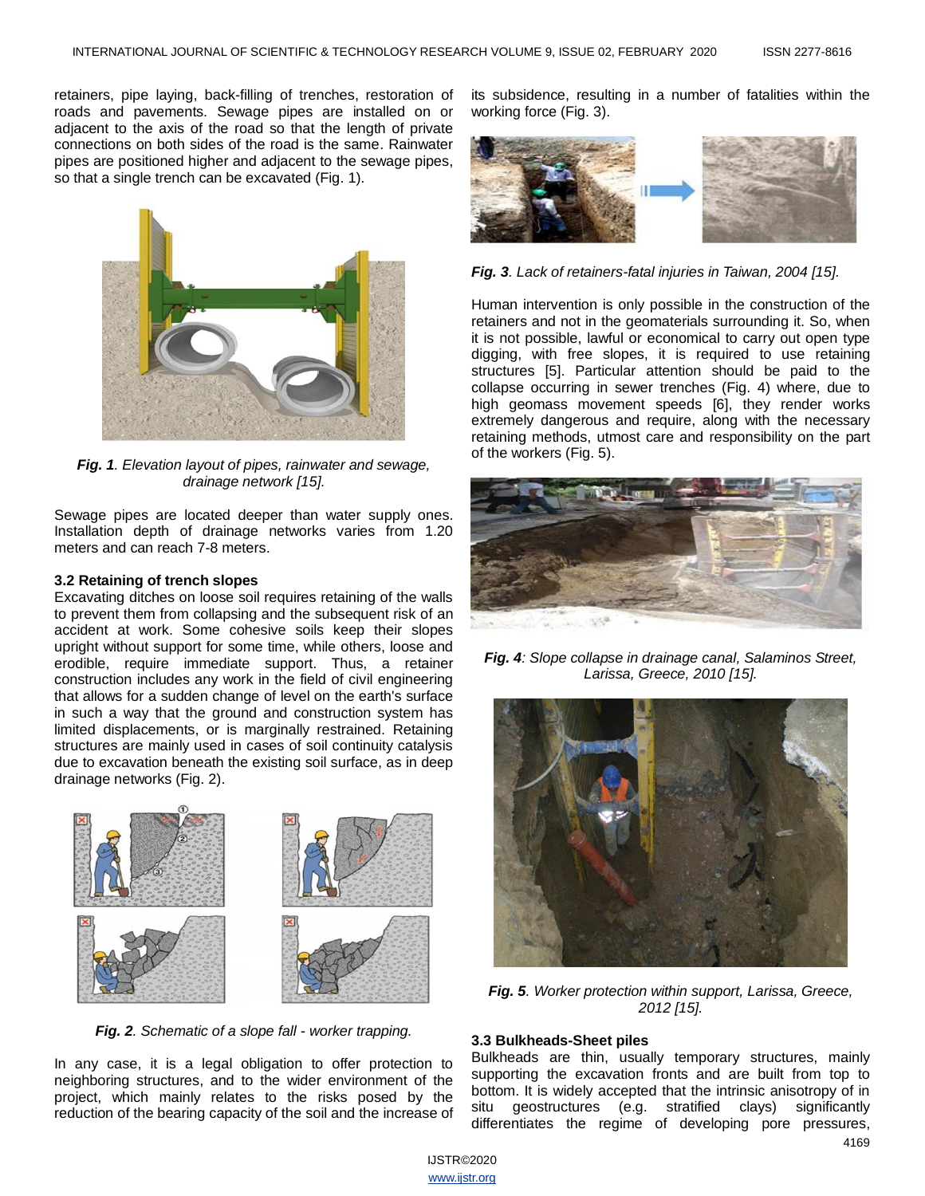retainers, pipe laying, back-filling of trenches, restoration of roads and pavements. Sewage pipes are installed on or adjacent to the axis of the road so that the length of private connections on both sides of the road is the same. Rainwater pipes are positioned higher and adjacent to the sewage pipes, so that a single trench can be excavated (Fig. 1).

***Fig. 1**. Elevation layout of pipes, rainwater and sewage, drainage network [15].*

Sewage pipes are located deeper than water supply ones. Installation depth of drainage networks varies from 1.20 meters and can reach 7-8 meters.

### 3.2 Retaining of trench slopes

Excavating ditches on loose soil requires retaining of the walls to prevent them from collapsing and the subsequent risk of an accident at work. Some cohesive soils keep their slopes upright without support for some time, while others, loose and erodible, require immediate support. Thus, a retainer construction includes any work in the field of civil engineering that allows for a sudden change of level on the earth's surface in such a way that the ground and construction system has limited displacements, or is marginally restrained. Retaining structures are mainly used in cases of soil continuity catalysis due to excavation beneath the existing soil surface, as in deep drainage networks (Fig. 2).

***Fig. 2**. Schematic of a slope fall - worker trapping.*

In any case, it is a legal obligation to offer protection to neighboring structures, and to the wider environment of the project, which mainly relates to the risks posed by the reduction of the bearing capacity of the soil and the increase of its subsidence, resulting in a number of fatalities within the working force (Fig. 3).

***Fig. 3**. Lack of retainers-fatal injuries in Taiwan, 2004 [15].*

Human intervention is only possible in the construction of the retainers and not in the geomaterials surrounding it. So, when it is not possible, lawful or economical to carry out open type digging, with free slopes, it is required to use retaining structures [5]. Particular attention should be paid to the collapse occurring in sewer trenches (Fig. 4) where, due to high geomass movement speeds [6], they render works extremely dangerous and require, along with the necessary retaining methods, utmost care and responsibility on the part of the workers (Fig. 5).

***Fig. 4**: Slope collapse in drainage canal, Salaminos Street, Larissa, Greece, 2010 [15].*

***Fig. 5**. Worker protection within support, Larissa, Greece, 2012 [15].*

### 3.3 Bulkheads-Sheet piles

Bulkheads are thin, usually temporary structures, mainly supporting the excavation fronts and are built from top to bottom. It is widely accepted that the intrinsic anisotropy of in situ geostructures (e.g. stratified clays) significantly differentiates the regime of developing pore pressures,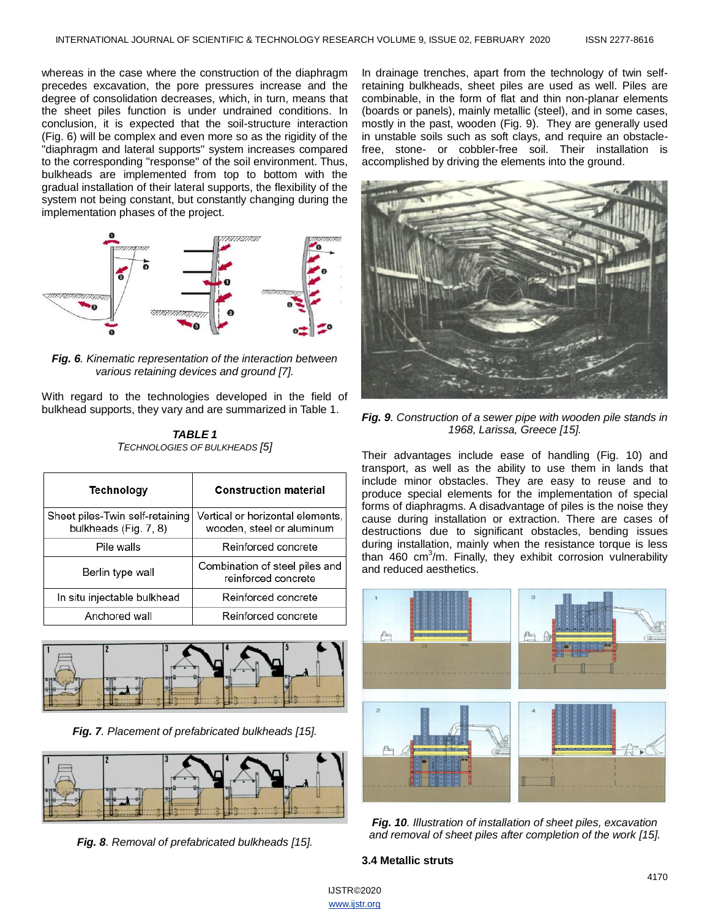whereas in the case where the construction of the diaphragm precedes excavation, the pore pressures increase and the degree of consolidation decreases, which, in turn, means that the sheet piles function is under undrained conditions. In conclusion, it is expected that the soil-structure interaction (Fig. 6) will be complex and even more so as the rigidity of the "diaphragm and lateral supports" system increases compared to the corresponding "response" of the soil environment. Thus, bulkheads are implemented from top to bottom with the gradual installation of their lateral supports, the flexibility of the system not being constant, but constantly changing during the implementation phases of the project.

***Fig. 6**. Kinematic representation of the interaction between various retaining devices and ground [7].*

With regard to the technologies developed in the field of bulkhead supports, they vary and are summarized in Table 1.

***TABLE 1***
*TECHNOLOGIES OF BULKHEADS [5]*

| Technology | Construction material |
|---|---|
| Sheet piles-Twin self-retaining bulkheads (Fig. 7, 8) | Vertical or horizontal elements, wooden, steel or aluminum |
| Pile walls | Reinforced concrete |
| Berlin type wall | Combination of steel piles and reinforced concrete |
| In situ injectable bulkhead | Reinforced concrete |
| Anchored wall | Reinforced concrete |

***Fig. 7**. Placement of prefabricated bulkheads [15].*

***Fig. 8**. Removal of prefabricated bulkheads [15].*

In drainage trenches, apart from the technology of twin self-retaining bulkheads, sheet piles are used as well. Piles are combinable, in the form of flat and thin non-planar elements (boards or panels), mainly metallic (steel), and in some cases, mostly in the past, wooden (Fig. 9). They are generally used in unstable soils such as soft clays, and require an obstacle-free, stone- or cobbler-free soil. Their installation is accomplished by driving the elements into the ground.

***Fig. 9**. Construction of a sewer pipe with wooden pile stands in 1968, Larissa, Greece [15].*

Their advantages include ease of handling (Fig. 10) and transport, as well as the ability to use them in lands that include minor obstacles. They are easy to reuse and to produce special elements for the implementation of special forms of diaphragms. A disadvantage of piles is the noise they cause during installation or extraction. There are cases of destructions due to significant obstacles, bending issues during installation, mainly when the resistance torque is less than 460 $cm^3$/m. Finally, they exhibit corrosion vulnerability and reduced aesthetics.

***Fig. 10**. Illustration of installation of sheet piles, excavation and removal of sheet piles after completion of the work [15].*

### 3.4 Metallic struts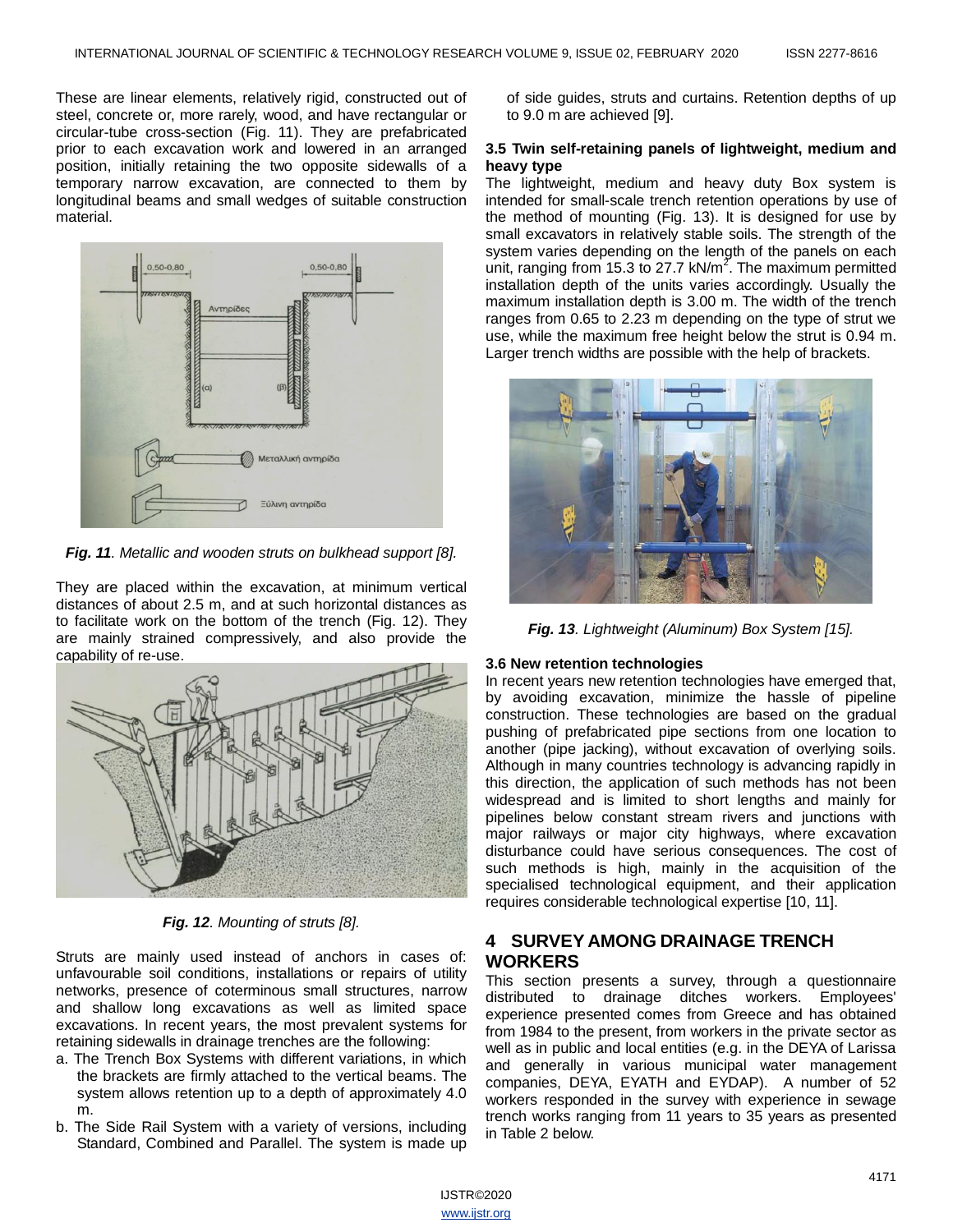These are linear elements, relatively rigid, constructed out of steel, concrete or, more rarely, wood, and have rectangular or circular-tube cross-section (Fig. 11). They are prefabricated prior to each excavation work and lowered in an arranged position, initially retaining the two opposite sidewalls of a temporary narrow excavation, are connected to them by longitudinal beams and small wedges of suitable construction material.

***Fig. 11**. Metallic and wooden struts on bulkhead support [8].*

They are placed within the excavation, at minimum vertical distances of about 2.5 m, and at such horizontal distances as to facilitate work on the bottom of the trench (Fig. 12). They are mainly strained compressively, and also provide the capability of re-use.

***Fig. 12**. Mounting of struts [8].*

Struts are mainly used instead of anchors in cases of: unfavourable soil conditions, installations or repairs of utility networks, presence of coterminous small structures, narrow and shallow long excavations as well as limited space excavations. In recent years, the most prevalent systems for retaining sidewalls in drainage trenches are the following:

a. The Trench Box Systems with different variations, in which the brackets are firmly attached to the vertical beams. The system allows retention up to a depth of approximately 4.0 m.
b. The Side Rail System with a variety of versions, including Standard, Combined and Parallel. The system is made up of side guides, struts and curtains. Retention depths of up to 9.0 m are achieved [9].

### 3.5 Twin self-retaining panels of lightweight, medium and heavy type

The lightweight, medium and heavy duty Box system is intended for small-scale trench retention operations by use of the method of mounting (Fig. 13). It is designed for use by small excavators in relatively stable soils. The strength of the system varies depending on the length of the panels on each unit, ranging from 15.3 to 27.7 kN/m$^2$. The maximum permitted installation depth of the units varies accordingly. Usually the maximum installation depth is 3.00 m. The width of the trench ranges from 0.65 to 2.23 m depending on the type of strut we use, while the maximum free height below the strut is 0.94 m. Larger trench widths are possible with the help of brackets.

***Fig. 13**. Lightweight (Aluminum) Box System [15].*

### 3.6 New retention technologies

In recent years new retention technologies have emerged that, by avoiding excavation, minimize the hassle of pipeline construction. These technologies are based on the gradual pushing of prefabricated pipe sections from one location to another (pipe jacking), without excavation of overlying soils. Although in many countries technology is advancing rapidly in this direction, the application of such methods has not been widespread and is limited to short lengths and mainly for pipelines below constant stream rivers and junctions with major railways or major city highways, where excavation disturbance could have serious consequences. The cost of such methods is high, mainly in the acquisition of the specialised technological equipment, and their application requires considerable technological expertise [10, 11].

## 4 SURVEY AMONG DRAINAGE TRENCH WORKERS

This section presents a survey, through a questionnaire distributed to drainage ditches workers. Employees' experience presented comes from Greece and has obtained from 1984 to the present, from workers in the private sector as well as in public and local entities (e.g. in the DEYA of Larissa and generally in various municipal water management companies, DEYA, EYATH and EYDAP). A number of 52 workers responded in the survey with experience in sewage trench works ranging from 11 years to 35 years as presented in Table 2 below.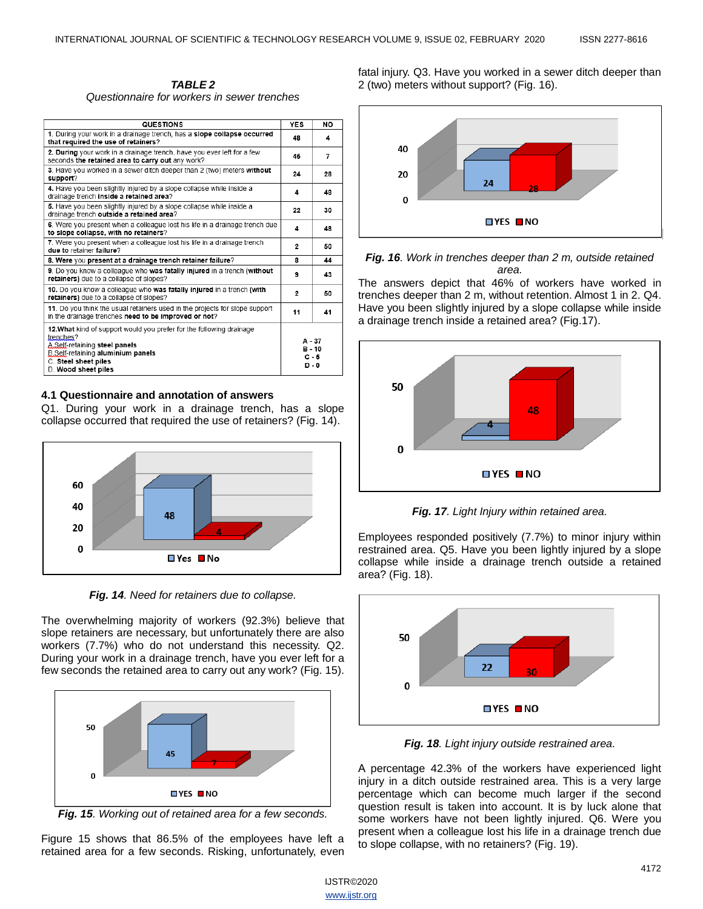*TABLE 2*

*Questionnaire for workers in sewer trenches*

| QUESTIONS | YES | NO |
|---|---|---|
| 1. During your work in a drainage trench, has a **slope collapse occurred** that required the use of **retainers**? | 48 | 4 |
| 2. **During** your work in a drainage trench, have you ever left for a few seconds **the retained area** to carry **out** any work? | 45 | 7 |
| 3. Have you worked in a sewer ditch deeper than 2 (two) meters **without support**? | 24 | 28 |
| 4. Have you been slightly injured by a slope collapse while inside a drainage trench **inside** a **retained area**? | 4 | 48 |
| 5. Have you been slightly injured by a slope collapse while inside a drainage trench **outside** a **retained area**? | 22 | 30 |
| 6. Were you present when a colleague lost his life in a drainage trench due **to slope collapse, with no retainers**? | 4 | 48 |
| 7. Were you present when a colleague lost his life in a drainage trench **due to** retainer **failure**? | 2 | 50 |
| 8. **Were** you **present at a drainage trench retainer failure**? | 8 | 44 |
| 9. Do you know a colleague who **was fatally injured** in a trench (**without retainers**) due to a collapse of slopes? | 9 | 43 |
| 10. Do you know a colleague who **was fatally injured** in a trench (**with retainers**) due to a collapse of slopes? | 2 | 50 |
| 11. Do you think the usual retainers used in the projects for slope support in the drainage trenches **need to be improved** or not? | 11 | 41 |
| **12.What** kind of support would you prefer for the following drainage trenches? A.Self-retaining **steel panels** B.Self-retaining **aluminium panels** C. **Steel sheet piles** D. **Wood sheet piles** | A - 37 B - 10 C - 5 D - 0 | |

### 4.1 Questionnaire and annotation of answers

Q1. During your work in a drainage trench, has a slope collapse occurred that required the use of retainers? (Fig. 14).

***Fig. 14**. Need for retainers due to collapse.*

The overwhelming majority of workers (92.3%) believe that slope retainers are necessary, but unfortunately there are also workers (7.7%) who do not understand this necessity. Q2. During your work in a drainage trench, have you ever left for a few seconds the retained area to carry out any work? (Fig. 15).

***Fig. 15**. Working out of retained area for a few seconds.*

Figure 15 shows that 86.5% of the employees have left a retained area for a few seconds. Risking, unfortunately, even fatal injury. Q3. Have you worked in a sewer ditch deeper than 2 (two) meters without support? (Fig. 16).

***Fig. 16**. Work in trenches deeper than 2 m, outside retained area.*

The answers depict that 46% of workers have worked in trenches deeper than 2 m, without retention. Almost 1 in 2. Q4. Have you been slightly injured by a slope collapse while inside a drainage trench inside a retained area? (Fig.17).

***Fig. 17**. Light Injury within retained area.*

Employees responded positively (7.7%) to minor injury within restrained area. Q5. Have you been lightly injured by a slope collapse while inside a drainage trench outside a retained area? (Fig. 18).

***Fig. 18**. Light injury outside restrained area.*

A percentage 42.3% of the workers have experienced light injury in a ditch outside restrained area. This is a very large percentage which can become much larger if the second question result is taken into account. It is by luck alone that some workers have not been lightly injured. Q6. Were you present when a colleague lost his life in a drainage trench due to slope collapse, with no retainers? (Fig. 19).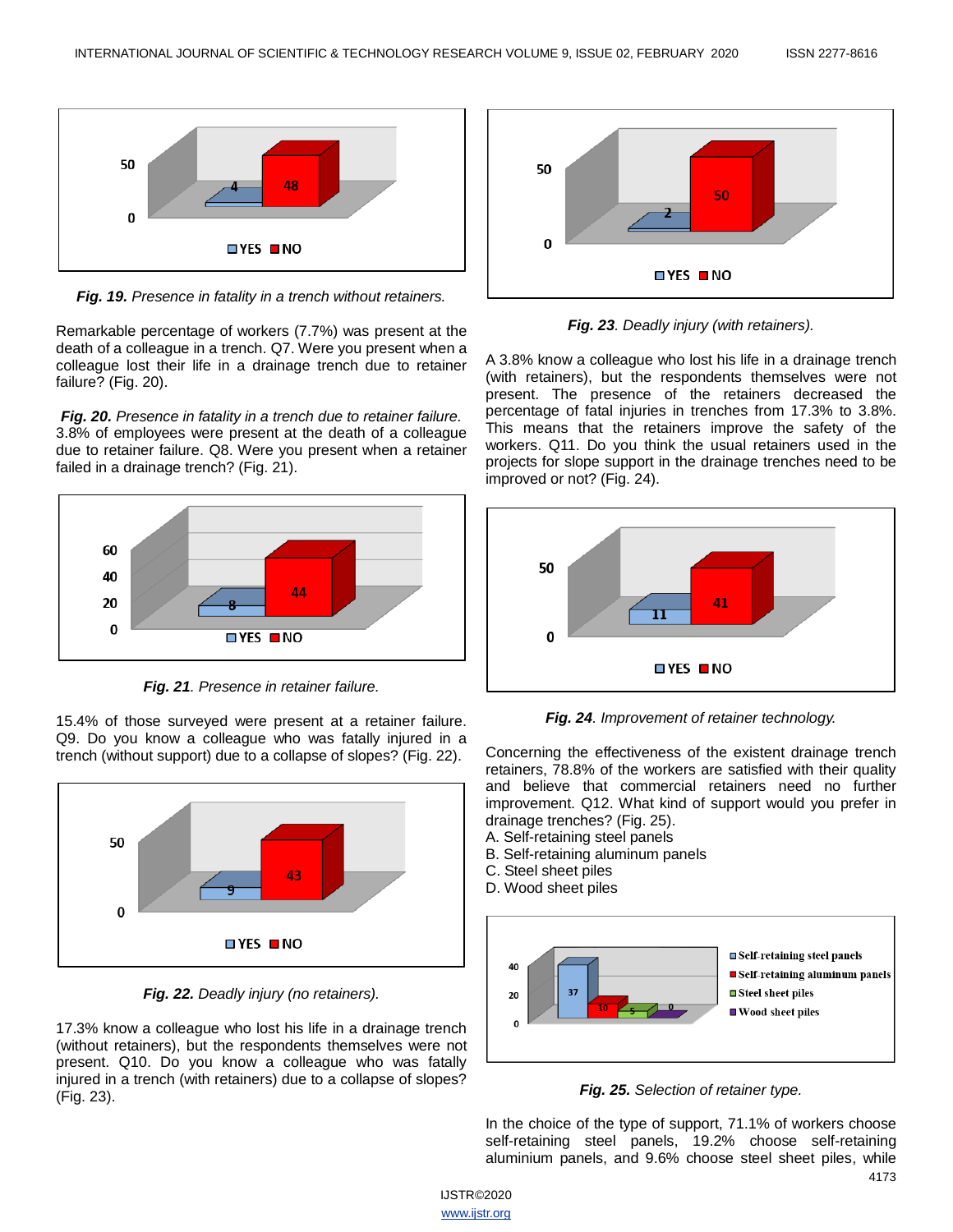*Fig. 19. Presence in fatality in a trench without retainers.*

Remarkable percentage of workers (7.7%) was present at the death of a colleague in a trench. Q7. Were you present when a colleague lost their life in a drainage trench due to retainer failure? (Fig. 20).

***Fig. 20.*** *Presence in fatality in a trench due to retainer failure.*
3.8% of employees were present at the death of a colleague due to retainer failure. Q8. Were you present when a retainer failed in a drainage trench? (Fig. 21).

***Fig. 21****. Presence in retainer failure.*

15.4% of those surveyed were present at a retainer failure. Q9. Do you know a colleague who was fatally injured in a trench (without support) due to a collapse of slopes? (Fig. 22).

***Fig. 22.*** *Deadly injury (no retainers).*

17.3% know a colleague who lost his life in a drainage trench (without retainers), but the respondents themselves were not present. Q10. Do you know a colleague who was fatally injured in a trench (with retainers) due to a collapse of slopes? (Fig. 23).

***Fig. 23****. Deadly injury (with retainers).*

A 3.8% know a colleague who lost his life in a drainage trench (with retainers), but the respondents themselves were not present. The presence of the retainers decreased the percentage of fatal injuries in trenches from 17.3% to 3.8%. This means that the retainers improve the safety of the workers. Q11. Do you think the usual retainers used in the projects for slope support in the drainage trenches need to be improved or not? (Fig. 24).

***Fig. 24****. Improvement of retainer technology.*

Concerning the effectiveness of the existent drainage trench retainers, 78.8% of the workers are satisfied with their quality and believe that commercial retainers need no further improvement. Q12. What kind of support would you prefer in drainage trenches? (Fig. 25).

A. Self-retaining steel panels
B. Self-retaining aluminum panels
C. Steel sheet piles
D. Wood sheet piles

***Fig. 25.*** *Selection of retainer type.*

In the choice of the type of support, 71.1% of workers choose self-retaining steel panels, 19.2% choose self-retaining aluminium panels, and 9.6% choose steel sheet piles, while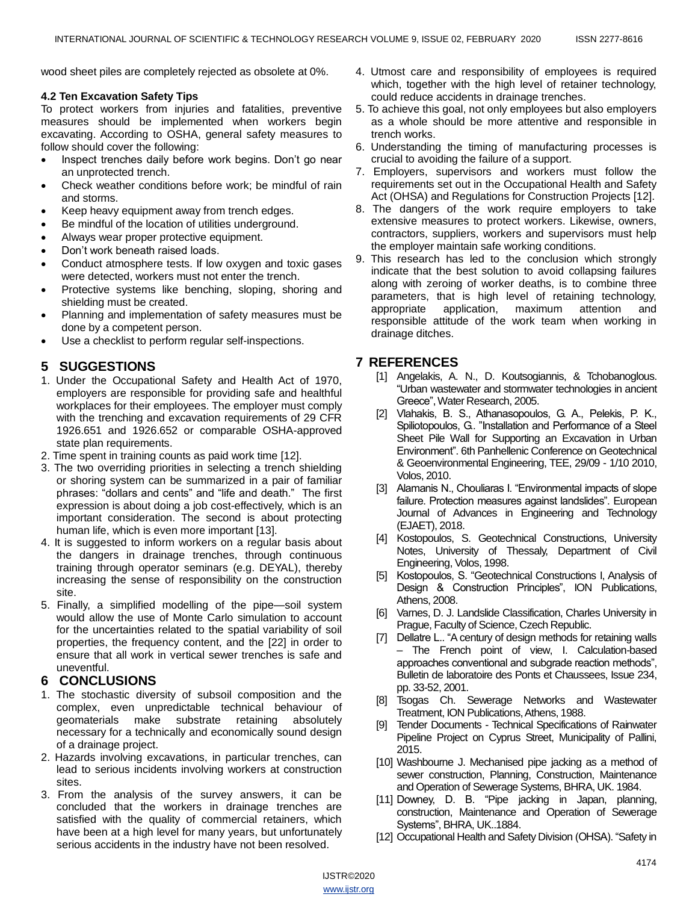wood sheet piles are completely rejected as obsolete at 0%.

### 4.2 Ten Excavation Safety Tips

To protect workers from injuries and fatalities, preventive measures should be implemented when workers begin excavating. According to OSHA, general safety measures to follow should cover the following:

- Inspect trenches daily before work begins. Don't go near an unprotected trench.
- Check weather conditions before work; be mindful of rain and storms.
- Keep heavy equipment away from trench edges.
- Be mindful of the location of utilities underground.
- Always wear proper protective equipment.
- Don't work beneath raised loads.
- Conduct atmosphere tests. If low oxygen and toxic gases were detected, workers must not enter the trench.
- Protective systems like benching, sloping, shoring and shielding must be created.
- Planning and implementation of safety measures must be done by a competent person.
- Use a checklist to perform regular self-inspections.

## 5 SUGGESTIONS

1. Under the Occupational Safety and Health Act of 1970, employers are responsible for providing safe and healthful workplaces for their employees. The employer must comply with the trenching and excavation requirements of 29 CFR 1926.651 and 1926.652 or comparable OSHA-approved state plan requirements.
2. Time spent in training counts as paid work time [12].
3. The two overriding priorities in selecting a trench shielding or shoring system can be summarized in a pair of familiar phrases: "dollars and cents" and "life and death." The first expression is about doing a job cost-effectively, which is an important consideration. The second is about protecting human life, which is even more important [13].
4. It is suggested to inform workers on a regular basis about the dangers in drainage trenches, through continuous training through operator seminars (e.g. DEYAL), thereby increasing the sense of responsibility on the construction site.
5. Finally, a simplified modelling of the pipe—soil system would allow the use of Monte Carlo simulation to account for the uncertainties related to the spatial variability of soil properties, the frequency content, and the [22] in order to ensure that all work in vertical sewer trenches is safe and uneventful.

## 6 CONCLUSIONS

1. The stochastic diversity of subsoil composition and the complex, even unpredictable technical behaviour of geomaterials make substrate retaining absolutely necessary for a technically and economically sound design of a drainage project.
2. Hazards involving excavations, in particular trenches, can lead to serious incidents involving workers at construction sites.
3. From the analysis of the survey answers, it can be concluded that the workers in drainage trenches are satisfied with the quality of commercial retainers, which have been at a high level for many years, but unfortunately serious accidents in the industry have not been resolved.
4. Utmost care and responsibility of employees is required which, together with the high level of retainer technology, could reduce accidents in drainage trenches.
5. To achieve this goal, not only employees but also employers as a whole should be more attentive and responsible in trench works.
6. Understanding the timing of manufacturing processes is crucial to avoiding the failure of a support.
7. Employers, supervisors and workers must follow the requirements set out in the Occupational Health and Safety Act (OHSA) and Regulations for Construction Projects [12].
8. The dangers of the work require employers to take extensive measures to protect workers. Likewise, owners, contractors, suppliers, workers and supervisors must help the employer maintain safe working conditions.
9. This research has led to the conclusion which strongly indicate that the best solution to avoid collapsing failures along with zeroing of worker deaths, is to combine three parameters, that is high level of retaining technology, appropriate application, maximum attention and responsible attitude of the work team when working in drainage ditches.

## 7 REFERENCES

[1] Angelakis, A. N., D. Koutsogiannis, & Tchobanoglous. "Urban wastewater and stormwater technologies in ancient Greece", Water Research, 2005.

[2] Vlahakis, B. S., Athanasopoulos, G. A., Pelekis, P. K., Spiliotopoulos, G.. "Installation and Performance of a Steel Sheet Pile Wall for Supporting an Excavation in Urban Environment". 6th Panhellenic Conference on Geotechnical & Geoenvironmental Engineering, TEE, 29/09 - 1/10 2010, Volos, 2010.

[3] Alamanis N., Chouliaras I. "Environmental impacts of slope failure. Protection measures against landslides". European Journal of Advances in Engineering and Technology (EJAET), 2018.

[4] Kostopoulos, S. Geotechnical Constructions, University Notes, University of Thessaly, Department of Civil Engineering, Volos, 1998.

[5] Kostopoulos, S. "Geotechnical Constructions I, Analysis of Design & Construction Principles", ION Publications, Athens, 2008.

[6] Varnes, D. J. Landslide Classification, Charles University in Prague, Faculty of Science, Czech Republic.

[7] Dellatre L.. "A century of design methods for retaining walls – The French point of view, I. Calculation-based approaches conventional and subgrade reaction methods", Bulletin de laboratoire des Ponts et Chaussees, Issue 234, pp. 33-52, 2001.

[8] Tsogas Ch. Sewerage Networks and Wastewater Treatment, ION Publications, Athens, 1988.

[9] Tender Documents - Technical Specifications of Rainwater Pipeline Project on Cyprus Street, Municipality of Pallini, 2015.

[10] Washbourne J. Mechanised pipe jacking as a method of sewer construction, Planning, Construction, Maintenance and Operation of Sewerage Systems, BHRA, UK. 1984.

[11] Downey, D. B. "Pipe jacking in Japan, planning, construction, Maintenance and Operation of Sewerage Systems", BHRA, UK..1884.

[12] Occupational Health and Safety Division (OHSA). "Safety in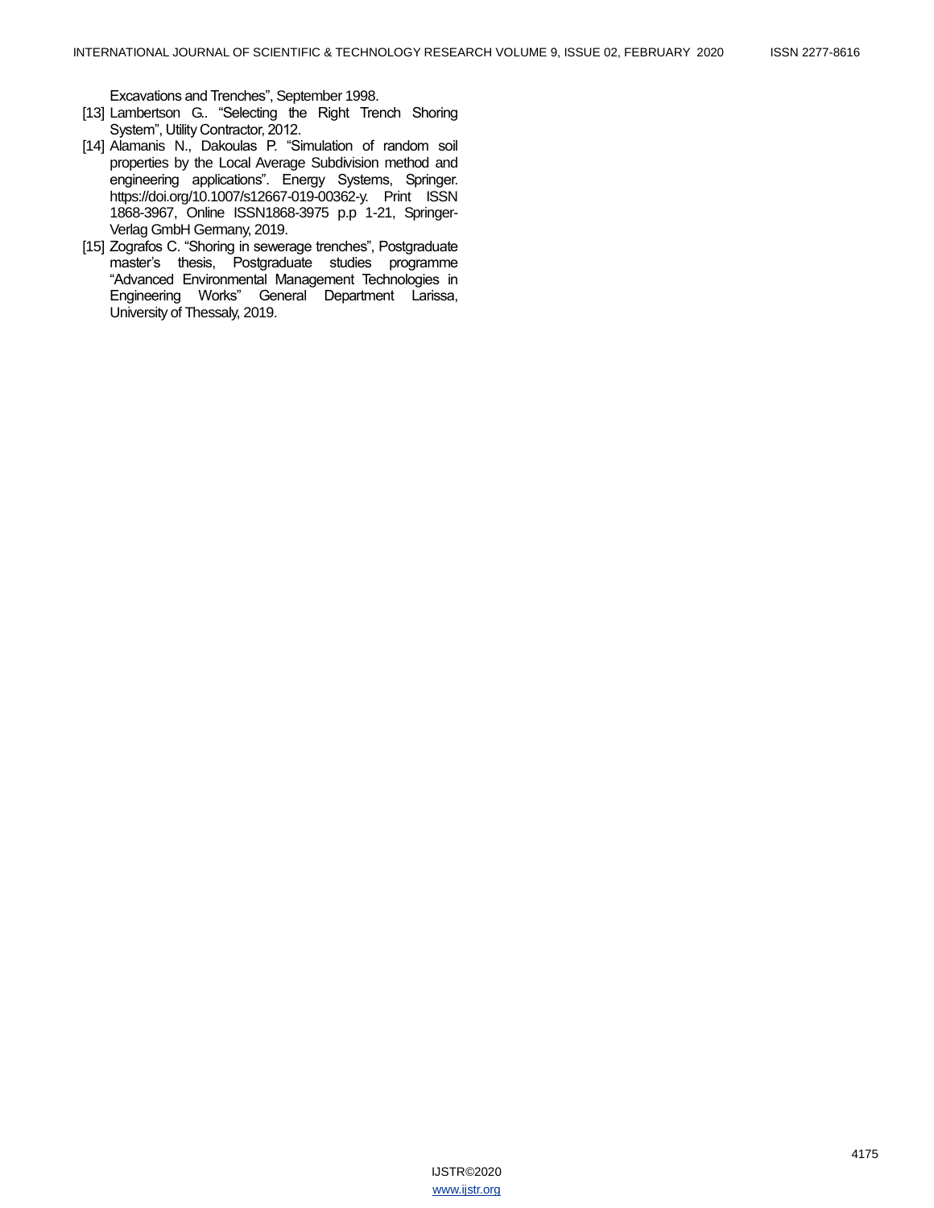Excavations and Trenches", September 1998.

[13] Lambertson G.. "Selecting the Right Trench Shoring System", Utility Contractor, 2012.

[14] Alamanis N., Dakoulas P. "Simulation of random soil properties by the Local Average Subdivision method and engineering applications". Energy Systems, Springer. https://doi.org/10.1007/s12667-019-00362-y. Print ISSN 1868-3967, Online ISSN1868-3975 p.p 1-21, Springer-Verlag GmbH Germany, 2019.

[15] Zografos C. "Shoring in sewerage trenches", Postgraduate master's thesis, Postgraduate studies programme "Advanced Environmental Management Technologies in Engineering Works" General Department Larissa, University of Thessaly, 2019.